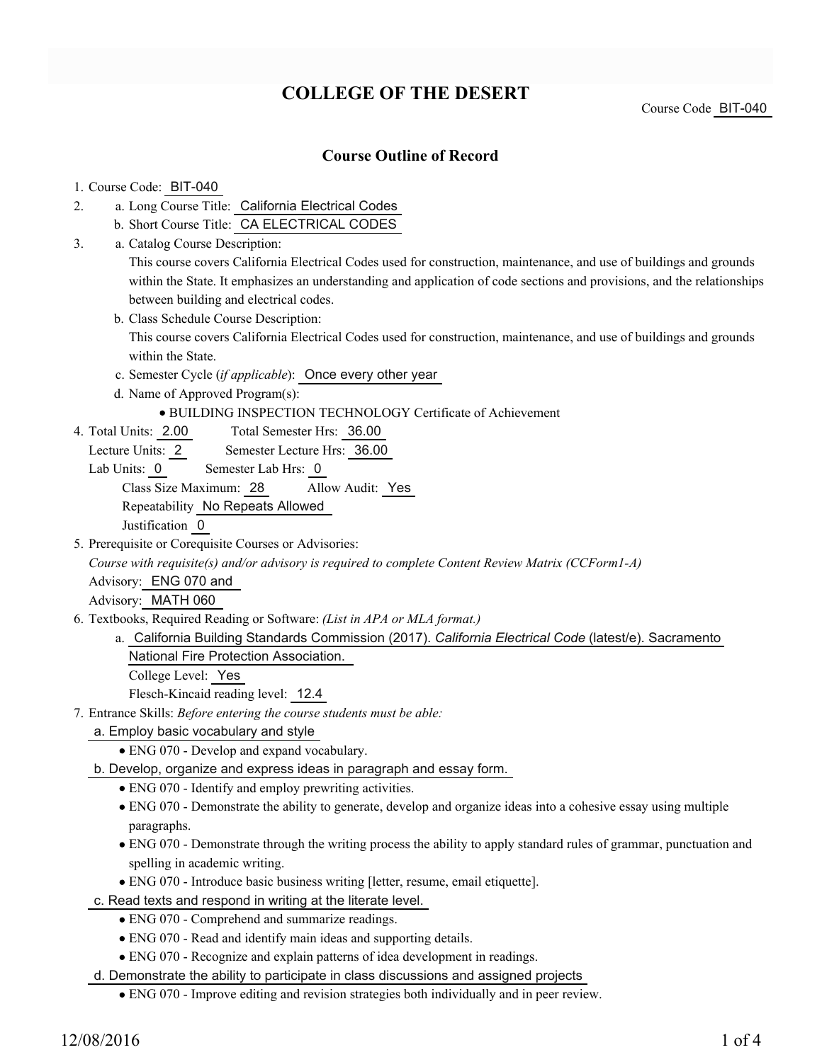# COLLEGE OF THE DESERT

Course Code BIT-040

## Course Outline of Record

1. Course Code: BIT-040
2. a. Long Course Title: California Electrical Codes
   b. Short Course Title: CA ELECTRICAL CODES
3. a. Catalog Course Description:
   This course covers California Electrical Codes used for construction, maintenance, and use of buildings and grounds within the State. It emphasizes an understanding and application of code sections and provisions, and the relationships between building and electrical codes.
   b. Class Schedule Course Description:
   This course covers California Electrical Codes used for construction, maintenance, and use of buildings and grounds within the State.
   c. Semester Cycle (*if applicable*): Once every other year
   d. Name of Approved Program(s):
      - BUILDING INSPECTION TECHNOLOGY Certificate of Achievement
4. Total Units: 2.00 Total Semester Hrs: 36.00
   Lecture Units: 2 Semester Lecture Hrs: 36.00
   Lab Units: 0 Semester Lab Hrs: 0
   Class Size Maximum: 28 Allow Audit: Yes
   Repeatability No Repeats Allowed
   Justification 0
5. Prerequisite or Corequisite Courses or Advisories:
   *Course with requisite(s) and/or advisory is required to complete Content Review Matrix (CCForm1-A)*
   Advisory: ENG 070 and
   Advisory: MATH 060
6. Textbooks, Required Reading or Software: *(List in APA or MLA format.)*
   a. California Building Standards Commission (2017). *California Electrical Code* (latest/e). Sacramento National Fire Protection Association.
      College Level: Yes
      Flesch-Kincaid reading level: 12.4
7. Entrance Skills: *Before entering the course students must be able:*
   a. Employ basic vocabulary and style
      - ENG 070 - Develop and expand vocabulary.
   b. Develop, organize and express ideas in paragraph and essay form.
      - ENG 070 - Identify and employ prewriting activities.
      - ENG 070 - Demonstrate the ability to generate, develop and organize ideas into a cohesive essay using multiple paragraphs.
      - ENG 070 - Demonstrate through the writing process the ability to apply standard rules of grammar, punctuation and spelling in academic writing.
      - ENG 070 - Introduce basic business writing [letter, resume, email etiquette].
   c. Read texts and respond in writing at the literate level.
      - ENG 070 - Comprehend and summarize readings.
      - ENG 070 - Read and identify main ideas and supporting details.
      - ENG 070 - Recognize and explain patterns of idea development in readings.
   d. Demonstrate the ability to participate in class discussions and assigned projects
      - ENG 070 - Improve editing and revision strategies both individually and in peer review.

12/08/2016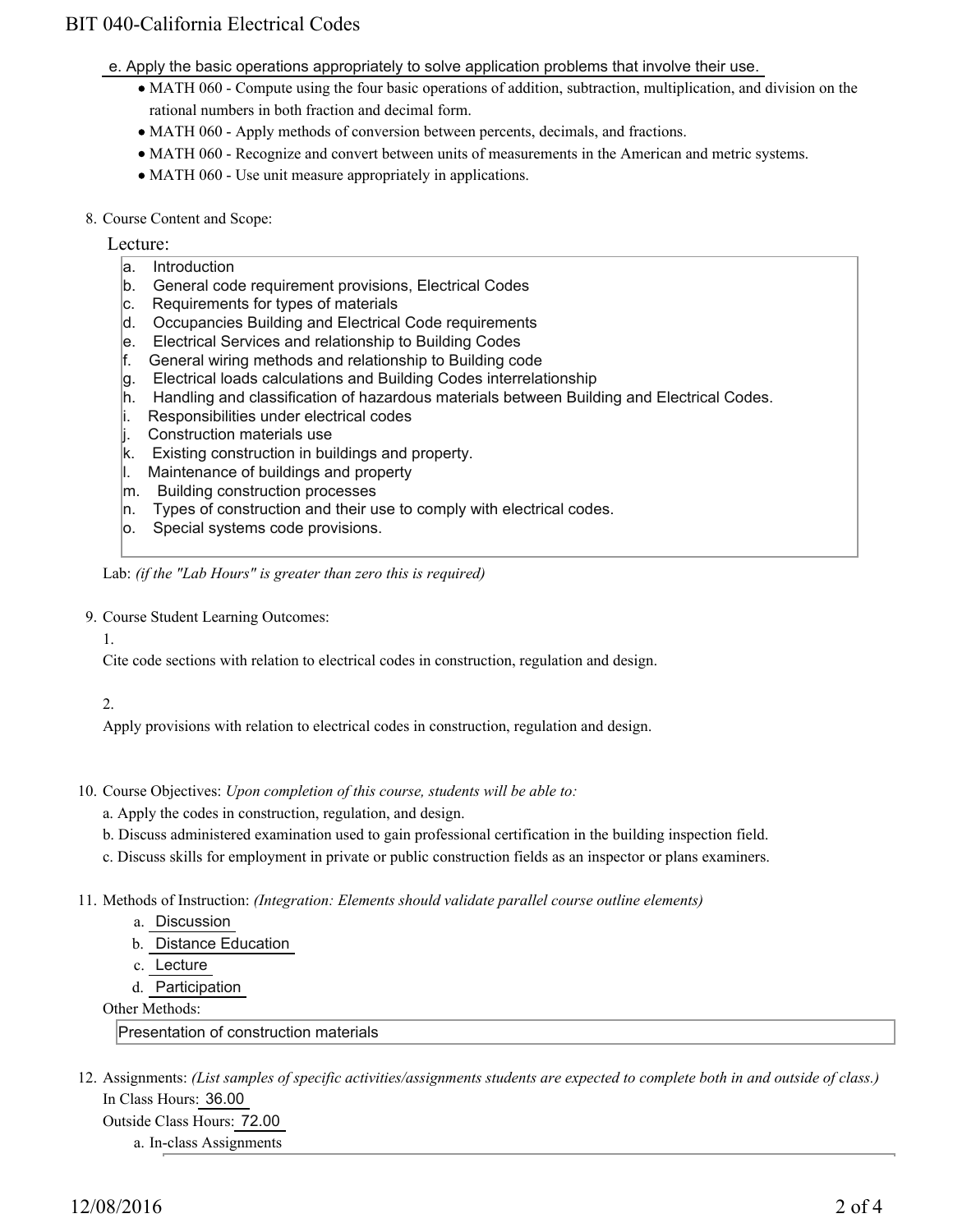e. Apply the basic operations appropriately to solve application problems that involve their use.

- MATH 060 - Compute using the four basic operations of addition, subtraction, multiplication, and division on the rational numbers in both fraction and decimal form.
- MATH 060 - Apply methods of conversion between percents, decimals, and fractions.
- MATH 060 - Recognize and convert between units of measurements in the American and metric systems.
- MATH 060 - Use unit measure appropriately in applications.

8. Course Content and Scope:

Lecture:

a. Introduction
b. General code requirement provisions, Electrical Codes
c. Requirements for types of materials
d. Occupancies Building and Electrical Code requirements
e. Electrical Services and relationship to Building Codes
f. General wiring methods and relationship to Building code
g. Electrical loads calculations and Building Codes interrelationship
h. Handling and classification of hazardous materials between Building and Electrical Codes.
i. Responsibilities under electrical codes
j. Construction materials use
k. Existing construction in buildings and property.
l. Maintenance of buildings and property
m. Building construction processes
n. Types of construction and their use to comply with electrical codes.
o. Special systems code provisions.

Lab: *(if the "Lab Hours" is greater than zero this is required)*

9. Course Student Learning Outcomes:

1.

Cite code sections with relation to electrical codes in construction, regulation and design.

2.

Apply provisions with relation to electrical codes in construction, regulation and design.

10. Course Objectives: *Upon completion of this course, students will be able to:*

a. Apply the codes in construction, regulation, and design.
b. Discuss administered examination used to gain professional certification in the building inspection field.
c. Discuss skills for employment in private or public construction fields as an inspector or plans examiners.

11. Methods of Instruction: *(Integration: Elements should validate parallel course outline elements)*

a. Discussion
b. Distance Education
c. Lecture
d. Participation

Other Methods:

Presentation of construction materials

12. Assignments: *(List samples of specific activities/assignments students are expected to complete both in and outside of class.)*

In Class Hours: 36.00

Outside Class Hours: 72.00

a. In-class Assignments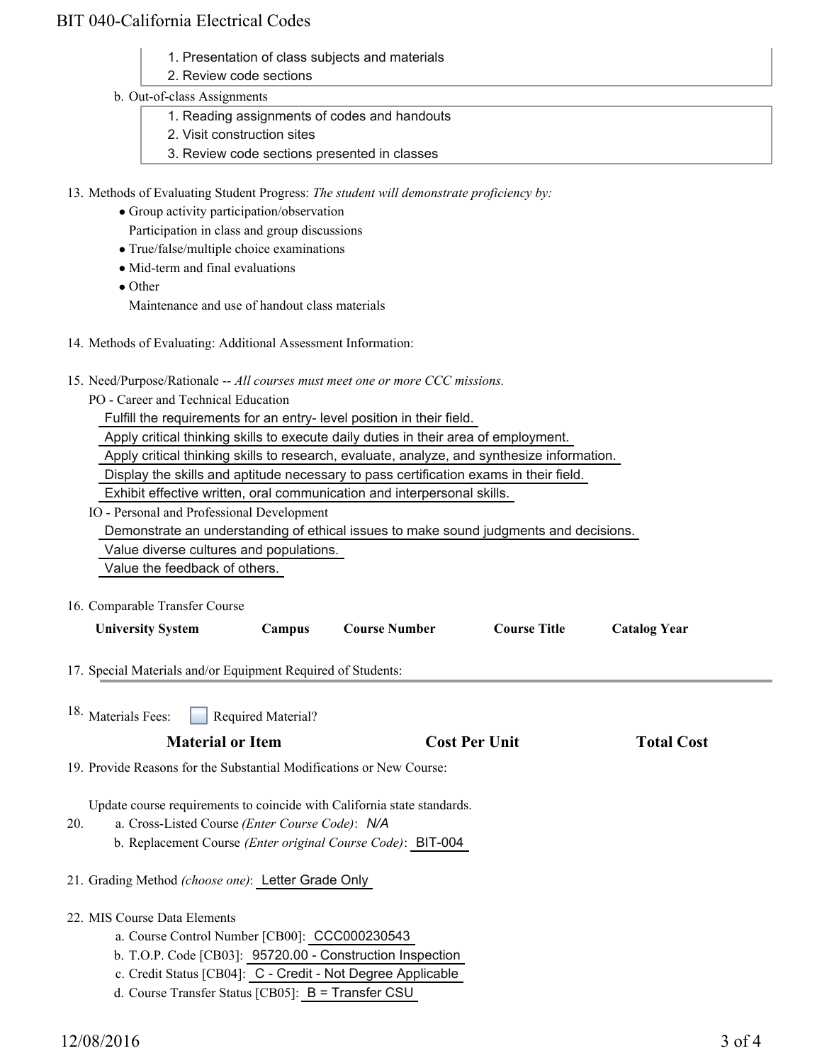1. Presentation of class subjects and materials
2. Review code sections

b. Out-of-class Assignments

1. Reading assignments of codes and handouts
2. Visit construction sites
3. Review code sections presented in classes

13. Methods of Evaluating Student Progress: *The student will demonstrate proficiency by:*
    - Group activity participation/observation
      Participation in class and group discussions
    - True/false/multiple choice examinations
    - Mid-term and final evaluations
    - Other
      Maintenance and use of handout class materials

14. Methods of Evaluating: Additional Assessment Information:

15. Need/Purpose/Rationale -- *All courses must meet one or more CCC missions.*

    PO - Career and Technical Education

    Fulfill the requirements for an entry- level position in their field.

    Apply critical thinking skills to execute daily duties in their area of employment.

    Apply critical thinking skills to research, evaluate, analyze, and synthesize information.

    Display the skills and aptitude necessary to pass certification exams in their field.

    Exhibit effective written, oral communication and interpersonal skills.

    IO - Personal and Professional Development

    Demonstrate an understanding of ethical issues to make sound judgments and decisions.

    Value diverse cultures and populations.

    Value the feedback of others.

16. Comparable Transfer Course

| University System | Campus | Course Number | Course Title | Catalog Year |
|---|---|---|---|---|

17. Special Materials and/or Equipment Required of Students:

18. Materials Fees: ☐ Required Material?

| Material or Item | Cost Per Unit | Total Cost |
|---|---|---|

19. Provide Reasons for the Substantial Modifications or New Course:

    Update course requirements to coincide with California state standards.

20. a. Cross-Listed Course *(Enter Course Code)*: *N/A*

    b. Replacement Course *(Enter original Course Code)*: BIT-004

21. Grading Method *(choose one)*: Letter Grade Only

22. MIS Course Data Elements

    a. Course Control Number [CB00]: CCC000230543

    b. T.O.P. Code [CB03]: 95720.00 - Construction Inspection

    c. Credit Status [CB04]: C - Credit - Not Degree Applicable

    d. Course Transfer Status [CB05]: B = Transfer CSU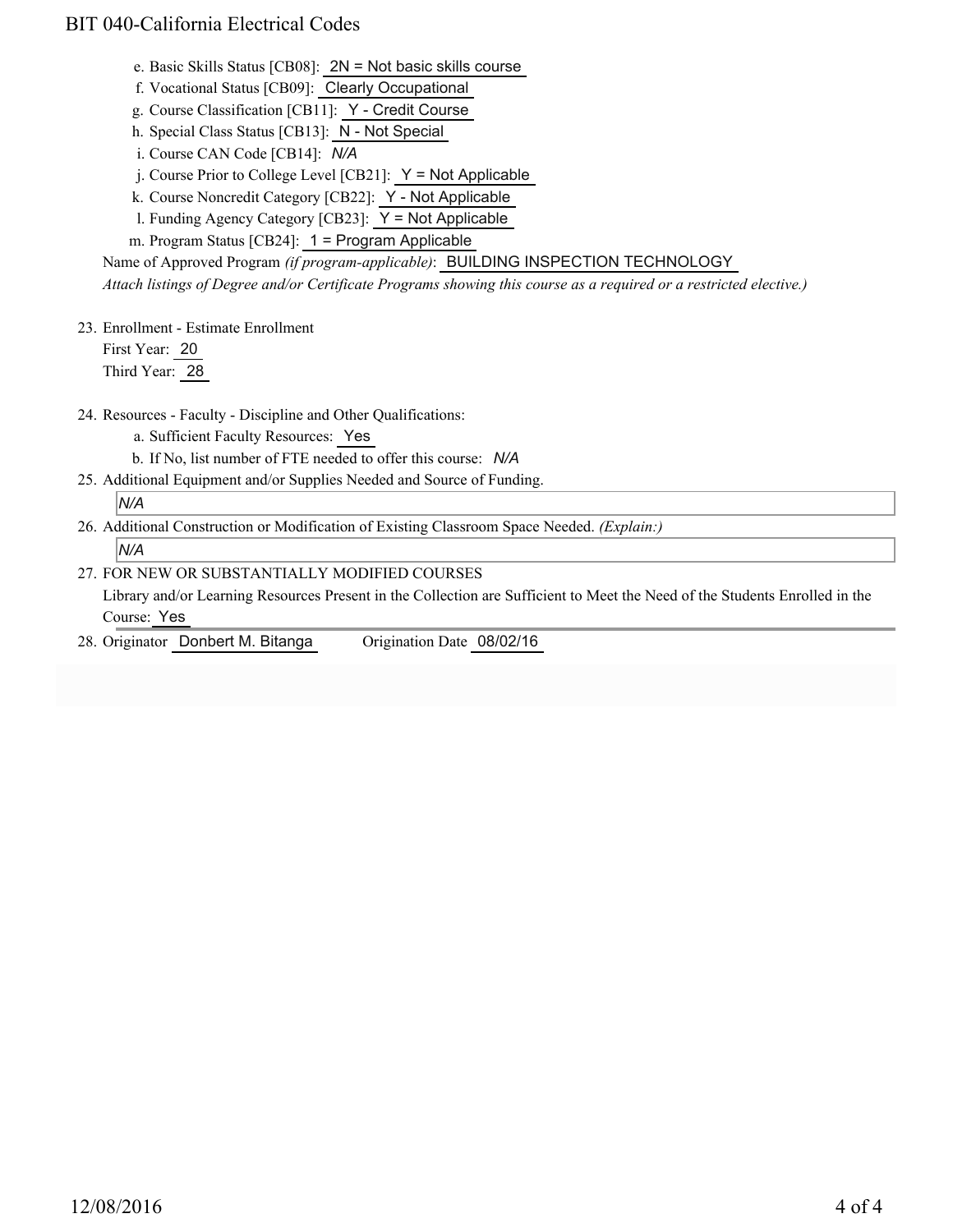e. Basic Skills Status [CB08]: 2N = Not basic skills course
f. Vocational Status [CB09]: Clearly Occupational
g. Course Classification [CB11]: Y - Credit Course
h. Special Class Status [CB13]: N - Not Special
i. Course CAN Code [CB14]: *N/A*
j. Course Prior to College Level [CB21]: Y = Not Applicable
k. Course Noncredit Category [CB22]: Y - Not Applicable
l. Funding Agency Category [CB23]: Y = Not Applicable
m. Program Status [CB24]: 1 = Program Applicable

Name of Approved Program *(if program-applicable)*: BUILDING INSPECTION TECHNOLOGY

*Attach listings of Degree and/or Certificate Programs showing this course as a required or a restricted elective.)*

23. Enrollment - Estimate Enrollment
    First Year: 20
    Third Year: 28

24. Resources - Faculty - Discipline and Other Qualifications:
    a. Sufficient Faculty Resources: Yes
    b. If No, list number of FTE needed to offer this course: *N/A*

25. Additional Equipment and/or Supplies Needed and Source of Funding.
    *N/A*

26. Additional Construction or Modification of Existing Classroom Space Needed. *(Explain:)*
    *N/A*

27. FOR NEW OR SUBSTANTIALLY MODIFIED COURSES
    Library and/or Learning Resources Present in the Collection are Sufficient to Meet the Need of the Students Enrolled in the Course: Yes

28. Originator Donbert M. Bitanga Origination Date 08/02/16